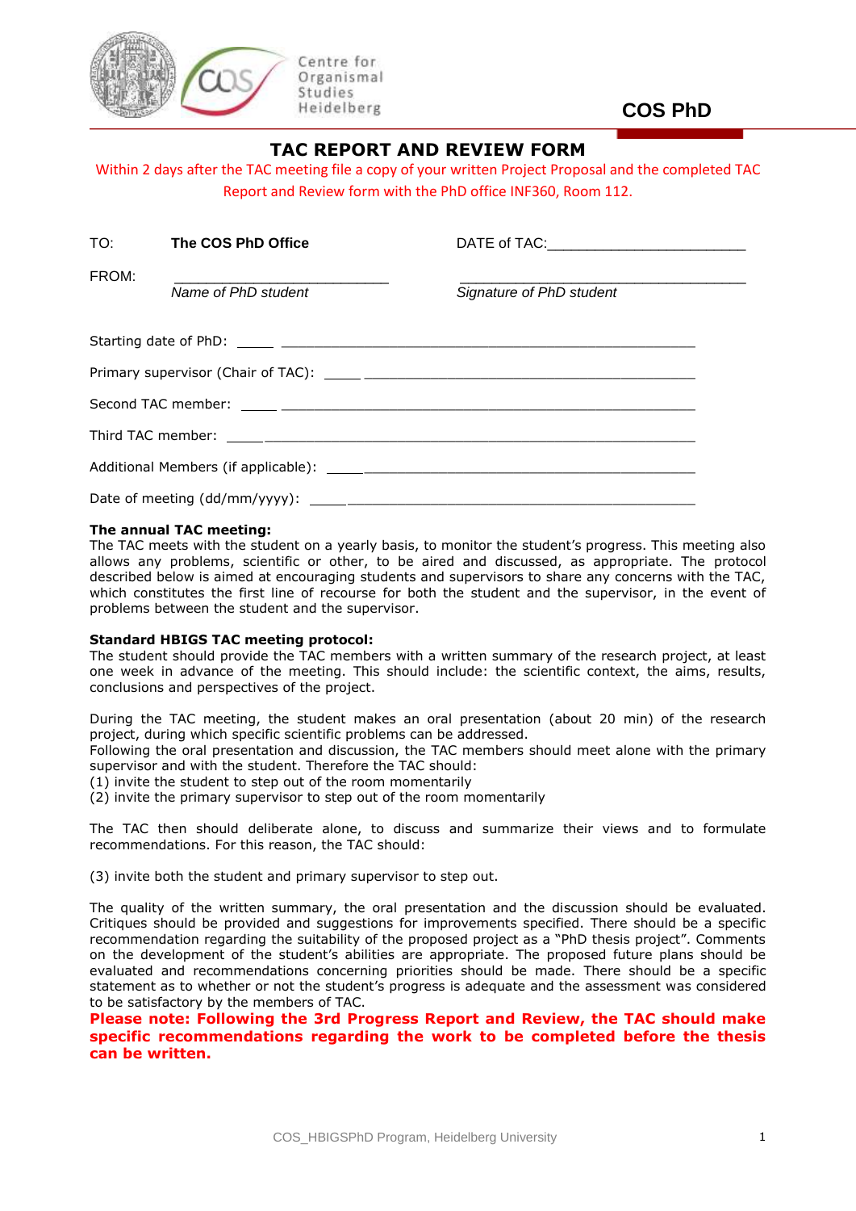Centre for Organismal Studies Heidelberg

COS PhD

# TAC REPORT AND REVIEW FORM

Within 2 days after the TAC meeting file a copy of your written Project Proposal and the completed TAC Report and Review form with the PhD office INF360, Room 112.

TO: **The COS PhD Office** DATE of TAC:________________________

FROM: ___________________________ ___________________________________

*Name of PhD student* *Signature of PhD student*

Starting date of PhD: _____ ____________________________________________________

Primary supervisor (Chair of TAC): _____ ________________________________________

Second TAC member: _____ __________________________________________________

Third TAC member: _____ ___________________________________________________

Additional Members (if applicable): _____ ________________________________________

Date of meeting (dd/mm/yyyy): _____ ___________________________________________

**The annual TAC meeting:**
The TAC meets with the student on a yearly basis, to monitor the student's progress. This meeting also allows any problems, scientific or other, to be aired and discussed, as appropriate. The protocol described below is aimed at encouraging students and supervisors to share any concerns with the TAC, which constitutes the first line of recourse for both the student and the supervisor, in the event of problems between the student and the supervisor.

**Standard HBIGS TAC meeting protocol:**
The student should provide the TAC members with a written summary of the research project, at least one week in advance of the meeting. This should include: the scientific context, the aims, results, conclusions and perspectives of the project.

During the TAC meeting, the student makes an oral presentation (about 20 min) of the research project, during which specific scientific problems can be addressed.
Following the oral presentation and discussion, the TAC members should meet alone with the primary supervisor and with the student. Therefore the TAC should:
(1) invite the student to step out of the room momentarily
(2) invite the primary supervisor to step out of the room momentarily

The TAC then should deliberate alone, to discuss and summarize their views and to formulate recommendations. For this reason, the TAC should:

(3) invite both the student and primary supervisor to step out.

The quality of the written summary, the oral presentation and the discussion should be evaluated. Critiques should be provided and suggestions for improvements specified. There should be a specific recommendation regarding the suitability of the proposed project as a "PhD thesis project". Comments on the development of the student's abilities are appropriate. The proposed future plans should be evaluated and recommendations concerning priorities should be made. There should be a specific statement as to whether or not the student's progress is adequate and the assessment was considered to be satisfactory by the members of TAC.
**Please note: Following the 3rd Progress Report and Review, the TAC should make specific recommendations regarding the work to be completed before the thesis can be written.**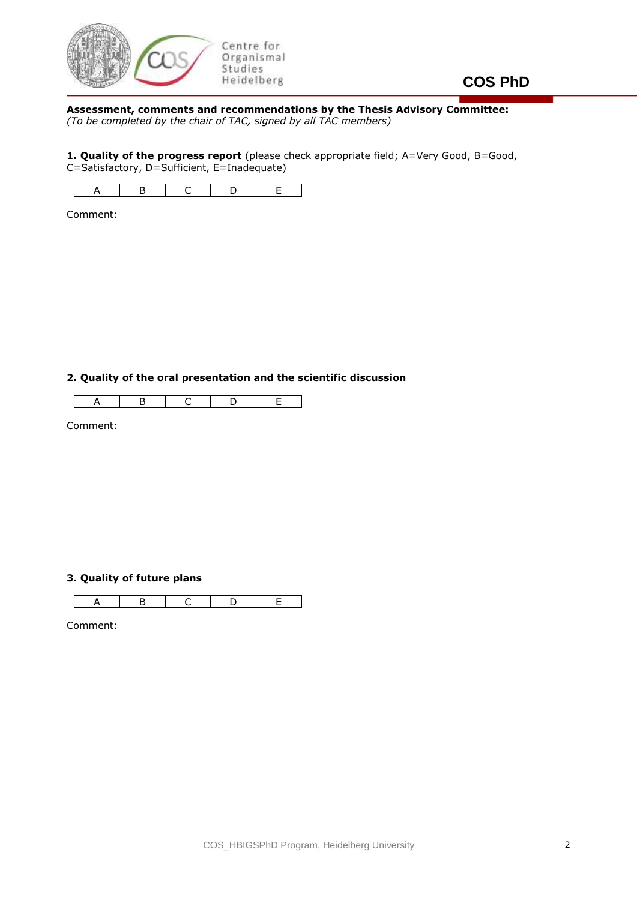**Assessment, comments and recommendations by the Thesis Advisory Committee:**
*(To be completed by the chair of TAC, signed by all TAC members)*

**1. Quality of the progress report** (please check appropriate field; A=Very Good, B=Good, C=Satisfactory, D=Sufficient, E=Inadequate)

| A | B | C | D | E |
|---|---|---|---|---|

Comment:

**2. Quality of the oral presentation and the scientific discussion**

| A | B | C | D | E |
|---|---|---|---|---|

Comment:

**3. Quality of future plans**

| A | B | C | D | E |
|---|---|---|---|---|

Comment: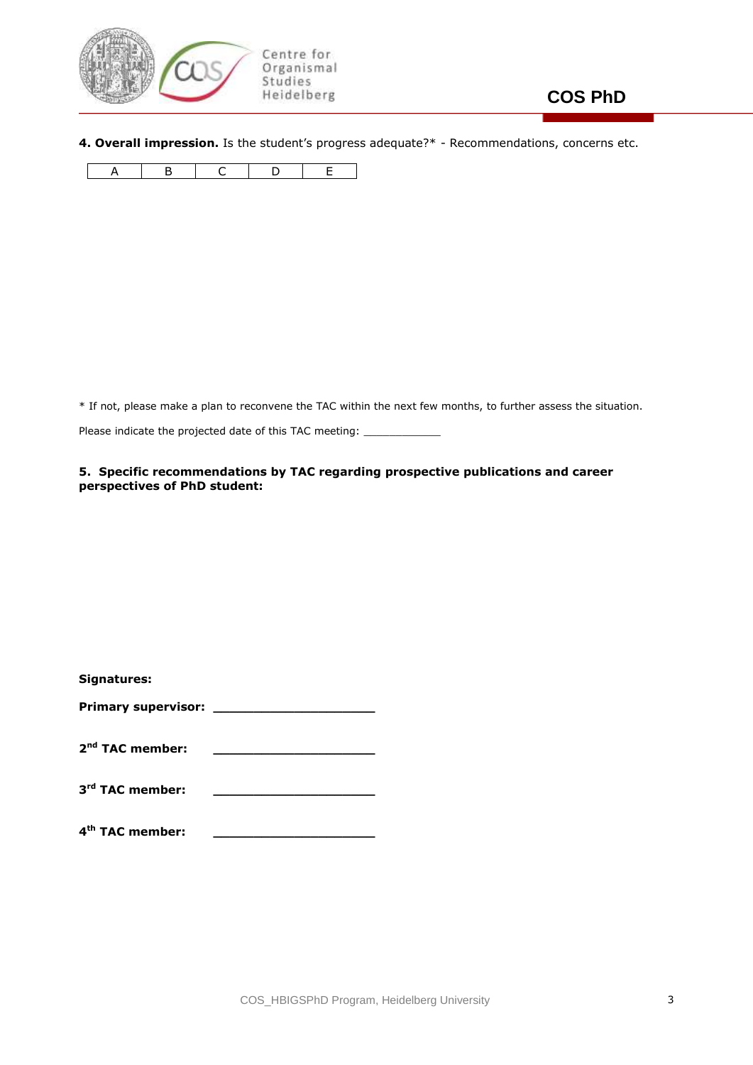**4. Overall impression.** Is the student's progress adequate?* - Recommendations, concerns etc.

| A | B | C | D | E |
|---|---|---|---|---|

* If not, please make a plan to reconvene the TAC within the next few months, to further assess the situation.

Please indicate the projected date of this TAC meeting: ____________

**5. Specific recommendations by TAC regarding prospective publications and career perspectives of PhD student:**

**Signatures:**

**Primary supervisor:** ____________________

**2nd TAC member:** ____________________

**3rd TAC member:** ____________________

**4th TAC member:** ____________________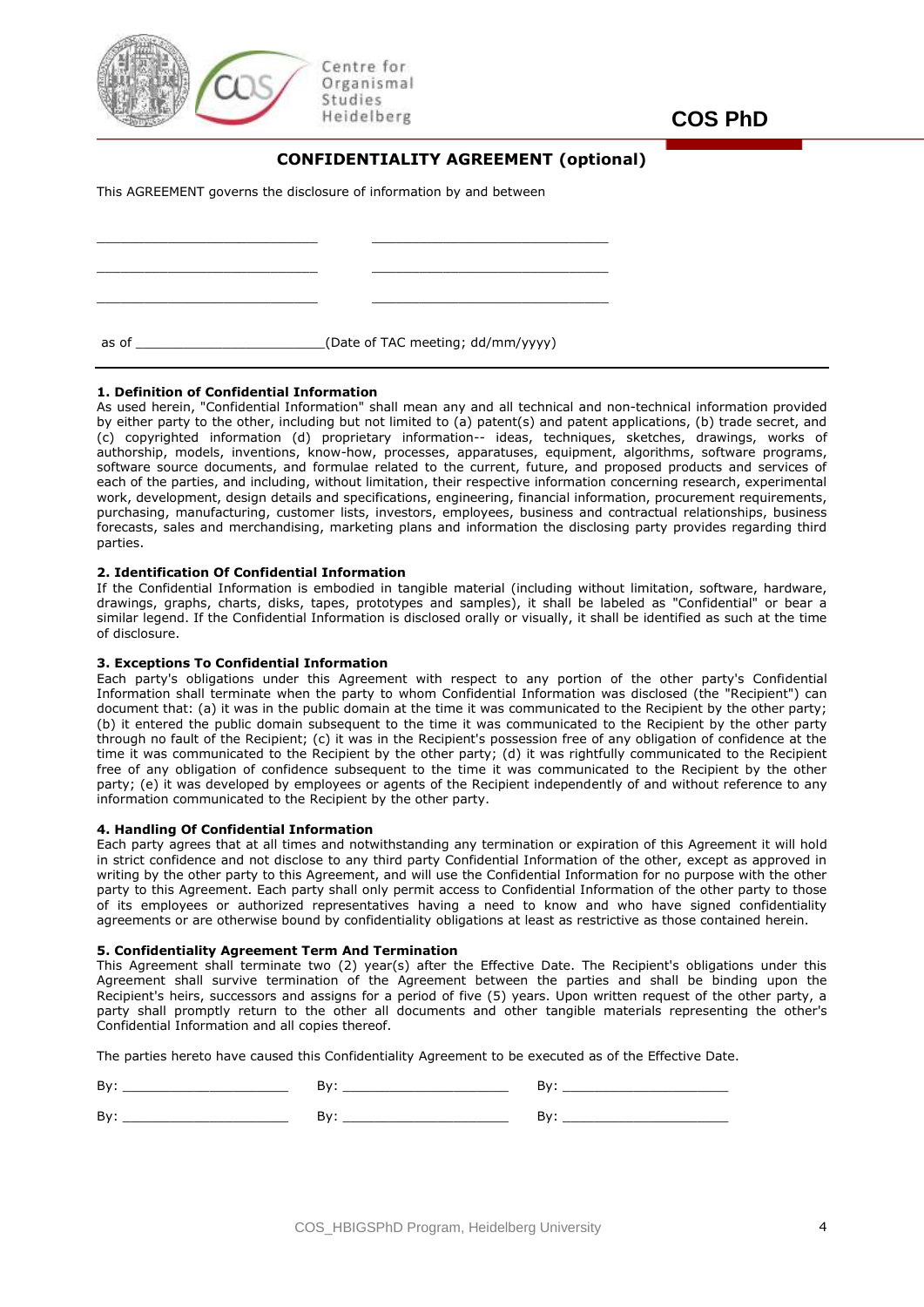Centre for Organismal Studies Heidelberg

**COS PhD**

## CONFIDENTIALITY AGREEMENT (optional)

This AGREEMENT governs the disclosure of information by and between

\_\_\_\_\_\_\_\_\_\_\_\_\_\_\_\_\_\_\_\_\_\_\_\_\_\_\_\_ \_\_\_\_\_\_\_\_\_\_\_\_\_\_\_\_\_\_\_\_\_\_\_\_\_\_\_\_\_\_

\_\_\_\_\_\_\_\_\_\_\_\_\_\_\_\_\_\_\_\_\_\_\_\_\_\_\_\_ \_\_\_\_\_\_\_\_\_\_\_\_\_\_\_\_\_\_\_\_\_\_\_\_\_\_\_\_\_\_

\_\_\_\_\_\_\_\_\_\_\_\_\_\_\_\_\_\_\_\_\_\_\_\_\_\_\_\_ \_\_\_\_\_\_\_\_\_\_\_\_\_\_\_\_\_\_\_\_\_\_\_\_\_\_\_\_\_\_

as of \_\_\_\_\_\_\_\_\_\_\_\_\_\_\_\_\_\_\_\_\_\_\_\_\_(Date of TAC meeting; dd/mm/yyyy)

---

**1. Definition of Confidential Information**
As used herein, "Confidential Information" shall mean any and all technical and non-technical information provided by either party to the other, including but not limited to (a) patent(s) and patent applications, (b) trade secret, and (c) copyrighted information (d) proprietary information-- ideas, techniques, sketches, drawings, works of authorship, models, inventions, know-how, processes, apparatuses, equipment, algorithms, software programs, software source documents, and formulae related to the current, future, and proposed products and services of each of the parties, and including, without limitation, their respective information concerning research, experimental work, development, design details and specifications, engineering, financial information, procurement requirements, purchasing, manufacturing, customer lists, investors, employees, business and contractual relationships, business forecasts, sales and merchandising, marketing plans and information the disclosing party provides regarding third parties.

**2. Identification Of Confidential Information**
If the Confidential Information is embodied in tangible material (including without limitation, software, hardware, drawings, graphs, charts, disks, tapes, prototypes and samples), it shall be labeled as "Confidential" or bear a similar legend. If the Confidential Information is disclosed orally or visually, it shall be identified as such at the time of disclosure.

**3. Exceptions To Confidential Information**
Each party's obligations under this Agreement with respect to any portion of the other party's Confidential Information shall terminate when the party to whom Confidential Information was disclosed (the "Recipient") can document that: (a) it was in the public domain at the time it was communicated to the Recipient by the other party; (b) it entered the public domain subsequent to the time it was communicated to the Recipient by the other party through no fault of the Recipient; (c) it was in the Recipient's possession free of any obligation of confidence at the time it was communicated to the Recipient by the other party; (d) it was rightfully communicated to the Recipient free of any obligation of confidence subsequent to the time it was communicated to the Recipient by the other party; (e) it was developed by employees or agents of the Recipient independently of and without reference to any information communicated to the Recipient by the other party.

**4. Handling Of Confidential Information**
Each party agrees that at all times and notwithstanding any termination or expiration of this Agreement it will hold in strict confidence and not disclose to any third party Confidential Information of the other, except as approved in writing by the other party to this Agreement, and will use the Confidential Information for no purpose with the other party to this Agreement. Each party shall only permit access to Confidential Information of the other party to those of its employees or authorized representatives having a need to know and who have signed confidentiality agreements or are otherwise bound by confidentiality obligations at least as restrictive as those contained herein.

**5. Confidentiality Agreement Term And Termination**
This Agreement shall terminate two (2) year(s) after the Effective Date. The Recipient's obligations under this Agreement shall survive termination of the Agreement between the parties and shall be binding upon the Recipient's heirs, successors and assigns for a period of five (5) years. Upon written request of the other party, a party shall promptly return to the other all documents and other tangible materials representing the other's Confidential Information and all copies thereof.

The parties hereto have caused this Confidentiality Agreement to be executed as of the Effective Date.

By: \_\_\_\_\_\_\_\_\_\_\_\_\_\_\_\_\_\_\_\_\_\_ By: \_\_\_\_\_\_\_\_\_\_\_\_\_\_\_\_\_\_\_\_\_\_ By: \_\_\_\_\_\_\_\_\_\_\_\_\_\_\_\_\_\_\_\_\_\_

By: \_\_\_\_\_\_\_\_\_\_\_\_\_\_\_\_\_\_\_\_\_\_ By: \_\_\_\_\_\_\_\_\_\_\_\_\_\_\_\_\_\_\_\_\_\_ By: \_\_\_\_\_\_\_\_\_\_\_\_\_\_\_\_\_\_\_\_\_\_